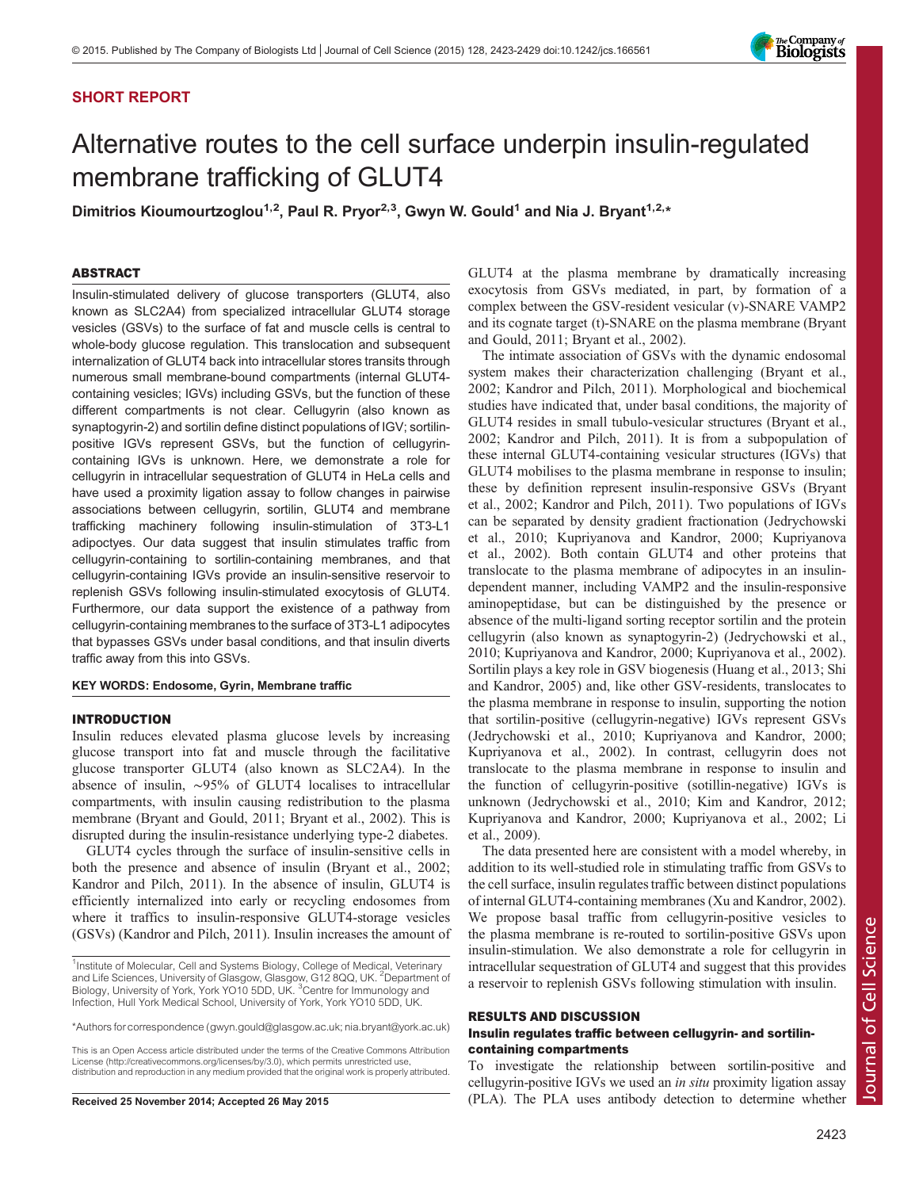## SHORT REPORT

# Alternative routes to the cell surface underpin insulin-regulated membrane trafficking of GLUT4

**Dimitrios Kioumourtzoglou[1,2], Paul R. Pryor[2,3], Gwyn W. Gould[1] and Nia J. Bryant[1,2,*]**

### ABSTRACT

Insulin-stimulated delivery of glucose transporters (GLUT4, also known as SLC2A4) from specialized intracellular GLUT4 storage vesicles (GSVs) to the surface of fat and muscle cells is central to whole-body glucose regulation. This translocation and subsequent internalization of GLUT4 back into intracellular stores transits through numerous small membrane-bound compartments (internal GLUT4-containing vesicles; IGVs) including GSVs, but the function of these different compartments is not clear. Cellugyrin (also known as synaptogyrin-2) and sortilin define distinct populations of IGV; sortilin-positive IGVs represent GSVs, but the function of cellugyrin-containing IGVs is unknown. Here, we demonstrate a role for cellugyrin in intracellular sequestration of GLUT4 in HeLa cells and have used a proximity ligation assay to follow changes in pairwise associations between cellugyrin, sortilin, GLUT4 and membrane trafficking machinery following insulin-stimulation of 3T3-L1 adipocytes. Our data suggest that insulin stimulates traffic from cellugyrin-containing to sortilin-containing membranes, and that cellugyrin-containing IGVs provide an insulin-sensitive reservoir to replenish GSVs following insulin-stimulated exocytosis of GLUT4. Furthermore, our data support the existence of a pathway from cellugyrin-containing membranes to the surface of 3T3-L1 adipocytes that bypasses GSVs under basal conditions, and that insulin diverts traffic away from this into GSVs.

**KEY WORDS: Endosome, Gyrin, Membrane traffic**

### INTRODUCTION

Insulin reduces elevated plasma glucose levels by increasing glucose transport into fat and muscle through the facilitative glucose transporter GLUT4 (also known as SLC2A4). In the absence of insulin, ∼95% of GLUT4 localises to intracellular compartments, with insulin causing redistribution to the plasma membrane (Bryant and Gould, 2011; Bryant et al., 2002). This is disrupted during the insulin-resistance underlying type-2 diabetes.

GLUT4 cycles through the surface of insulin-sensitive cells in both the presence and absence of insulin (Bryant et al., 2002; Kandror and Pilch, 2011). In the absence of insulin, GLUT4 is efficiently internalized into early or recycling endosomes from where it traffics to insulin-responsive GLUT4-storage vesicles (GSVs) (Kandror and Pilch, 2011). Insulin increases the amount of GLUT4 at the plasma membrane by dramatically increasing exocytosis from GSVs mediated, in part, by formation of a complex between the GSV-resident vesicular (v)-SNARE VAMP2 and its cognate target (t)-SNARE on the plasma membrane (Bryant and Gould, 2011; Bryant et al., 2002).

The intimate association of GSVs with the dynamic endosomal system makes their characterization challenging (Bryant et al., 2002; Kandror and Pilch, 2011). Morphological and biochemical studies have indicated that, under basal conditions, the majority of GLUT4 resides in small tubulo-vesicular structures (Bryant et al., 2002; Kandror and Pilch, 2011). It is from a subpopulation of these internal GLUT4-containing vesicular structures (IGVs) that GLUT4 mobilises to the plasma membrane in response to insulin; these by definition represent insulin-responsive GSVs (Bryant et al., 2002; Kandror and Pilch, 2011). Two populations of IGVs can be separated by density gradient fractionation (Jedrychowski et al., 2010; Kupriyanova and Kandror, 2000; Kupriyanova et al., 2002). Both contain GLUT4 and other proteins that translocate to the plasma membrane of adipocytes in an insulin-dependent manner, including VAMP2 and the insulin-responsive aminopeptidase, but can be distinguished by the presence or absence of the multi-ligand sorting receptor sortilin and the protein cellugyrin (also known as synaptogyrin-2) (Jedrychowski et al., 2010; Kupriyanova and Kandror, 2000; Kupriyanova et al., 2002). Sortilin plays a key role in GSV biogenesis (Huang et al., 2013; Shi and Kandror, 2005) and, like other GSV-residents, translocates to the plasma membrane in response to insulin, supporting the notion that sortilin-positive (cellugyrin-negative) IGVs represent GSVs (Jedrychowski et al., 2010; Kupriyanova and Kandror, 2000; Kupriyanova et al., 2002). In contrast, cellugyrin does not translocate to the plasma membrane in response to insulin and the function of cellugyrin-positive (sotillin-negative) IGVs is unknown (Jedrychowski et al., 2010; Kim and Kandror, 2012; Kupriyanova and Kandror, 2000; Kupriyanova et al., 2002; Li et al., 2009).

The data presented here are consistent with a model whereby, in addition to its well-studied role in stimulating traffic from GSVs to the cell surface, insulin regulates traffic between distinct populations of internal GLUT4-containing membranes (Xu and Kandror, 2002). We propose basal traffic from cellugyrin-positive vesicles to the plasma membrane is re-routed to sortilin-positive GSVs upon insulin-stimulation. We also demonstrate a role for cellugyrin in intracellular sequestration of GLUT4 and suggest that this provides a reservoir to replenish GSVs following stimulation with insulin.

### RESULTS AND DISCUSSION

#### Insulin regulates traffic between cellugyrin- and sortilin-containing compartments

To investigate the relationship between sortilin-positive and cellugyrin-positive IGVs we used an *in situ* proximity ligation assay (PLA). The PLA uses antibody detection to determine whether

[1]Institute of Molecular, Cell and Systems Biology, College of Medical, Veterinary and Life Sciences, University of Glasgow, Glasgow, G12 8QQ, UK. [2]Department of Biology, University of York, York YO10 5DD, UK. [3]Centre for Immunology and Infection, Hull York Medical School, University of York, York YO10 5DD, UK.

*Authors for correspondence (gwyn.gould@glasgow.ac.uk; nia.bryant@york.ac.uk)

This is an Open Access article distributed under the terms of the Creative Commons Attribution License (http://creativecommons.org/licenses/by/3.0), which permits unrestricted use, distribution and reproduction in any medium provided that the original work is properly attributed.

Received 25 November 2014; Accepted 26 May 2015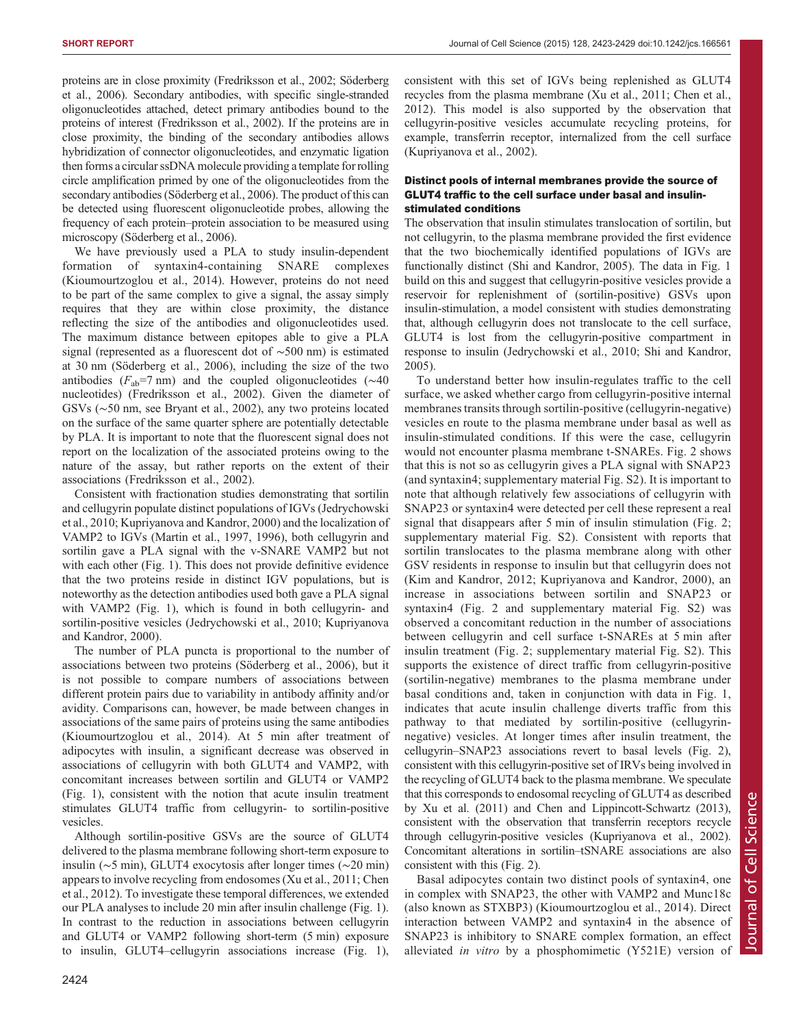proteins are in close proximity (Fredriksson et al., 2002; Söderberg et al., 2006). Secondary antibodies, with specific single-stranded oligonucleotides attached, detect primary antibodies bound to the proteins of interest (Fredriksson et al., 2002). If the proteins are in close proximity, the binding of the secondary antibodies allows hybridization of connector oligonucleotides, and enzymatic ligation then forms a circular ssDNA molecule providing a template for rolling circle amplification primed by one of the oligonucleotides from the secondary antibodies (Söderberg et al., 2006). The product of this can be detected using fluorescent oligonucleotide probes, allowing the frequency of each protein–protein association to be measured using microscopy (Söderberg et al., 2006).

We have previously used a PLA to study insulin-dependent formation of syntaxin4-containing SNARE complexes (Kioumourtzoglou et al., 2014). However, proteins do not need to be part of the same complex to give a signal, the assay simply requires that they are within close proximity, the distance reflecting the size of the antibodies and oligonucleotides used. The maximum distance between epitopes able to give a PLA signal (represented as a fluorescent dot of ~500 nm) is estimated at 30 nm (Söderberg et al., 2006), including the size of the two antibodies ($F_{ab}$=7 nm) and the coupled oligonucleotides (~40 nucleotides) (Fredriksson et al., 2002). Given the diameter of GSVs (~50 nm, see Bryant et al., 2002), any two proteins located on the surface of the same quarter sphere are potentially detectable by PLA. It is important to note that the fluorescent signal does not report on the localization of the associated proteins owing to the nature of the assay, but rather reports on the extent of their associations (Fredriksson et al., 2002).

Consistent with fractionation studies demonstrating that sortilin and cellugyrin populate distinct populations of IGVs (Jedrychowski et al., 2010; Kupriyanova and Kandror, 2000) and the localization of VAMP2 to IGVs (Martin et al., 1997, 1996), both cellugyrin and sortilin gave a PLA signal with the v-SNARE VAMP2 but not with each other (Fig. 1). This does not provide definitive evidence that the two proteins reside in distinct IGV populations, but is noteworthy as the detection antibodies used both gave a PLA signal with VAMP2 (Fig. 1), which is found in both cellugyrin- and sortilin-positive vesicles (Jedrychowski et al., 2010; Kupriyanova and Kandror, 2000).

The number of PLA puncta is proportional to the number of associations between two proteins (Söderberg et al., 2006), but it is not possible to compare numbers of associations between different protein pairs due to variability in antibody affinity and/or avidity. Comparisons can, however, be made between changes in associations of the same pairs of proteins using the same antibodies (Kioumourtzoglou et al., 2014). At 5 min after treatment of adipocytes with insulin, a significant decrease was observed in associations of cellugyrin with both GLUT4 and VAMP2, with concomitant increases between sortilin and GLUT4 or VAMP2 (Fig. 1), consistent with the notion that acute insulin treatment stimulates GLUT4 traffic from cellugyrin- to sortilin-positive vesicles.

Although sortilin-positive GSVs are the source of GLUT4 delivered to the plasma membrane following short-term exposure to insulin (~5 min), GLUT4 exocytosis after longer times (~20 min) appears to involve recycling from endosomes (Xu et al., 2011; Chen et al., 2012). To investigate these temporal differences, we extended our PLA analyses to include 20 min after insulin challenge (Fig. 1). In contrast to the reduction in associations between cellugyrin and GLUT4 or VAMP2 following short-term (5 min) exposure to insulin, GLUT4–cellugyrin associations increase (Fig. 1), consistent with this set of IGVs being replenished as GLUT4 recycles from the plasma membrane (Xu et al., 2011; Chen et al., 2012). This model is also supported by the observation that cellugyrin-positive vesicles accumulate recycling proteins, for example, transferrin receptor, internalized from the cell surface (Kupriyanova et al., 2002).

### Distinct pools of internal membranes provide the source of GLUT4 traffic to the cell surface under basal and insulin-stimulated conditions

The observation that insulin stimulates translocation of sortilin, but not cellugyrin, to the plasma membrane provided the first evidence that the two biochemically identified populations of IGVs are functionally distinct (Shi and Kandror, 2005). The data in Fig. 1 build on this and suggest that cellugyrin-positive vesicles provide a reservoir for replenishment of (sortilin-positive) GSVs upon insulin-stimulation, a model consistent with studies demonstrating that, although cellugyrin does not translocate to the cell surface, GLUT4 is lost from the cellugyrin-positive compartment in response to insulin (Jedrychowski et al., 2010; Shi and Kandror, 2005).

To understand better how insulin-regulates traffic to the cell surface, we asked whether cargo from cellugyrin-positive internal membranes transits through sortilin-positive (cellugyrin-negative) vesicles en route to the plasma membrane under basal as well as insulin-stimulated conditions. If this were the case, cellugyrin would not encounter plasma membrane t-SNAREs. Fig. 2 shows that this is not so as cellugyrin gives a PLA signal with SNAP23 (and syntaxin4; supplementary material Fig. S2). It is important to note that although relatively few associations of cellugyrin with SNAP23 or syntaxin4 were detected per cell these represent a real signal that disappears after 5 min of insulin stimulation (Fig. 2; supplementary material Fig. S2). Consistent with reports that sortilin translocates to the plasma membrane along with other GSV residents in response to insulin but that cellugyrin does not (Kim and Kandror, 2012; Kupriyanova and Kandror, 2000), an increase in associations between sortilin and SNAP23 or syntaxin4 (Fig. 2 and supplementary material Fig. S2) was observed a concomitant reduction in the number of associations between cellugyrin and cell surface t-SNAREs at 5 min after insulin treatment (Fig. 2; supplementary material Fig. S2). This supports the existence of direct traffic from cellugyrin-positive (sortilin-negative) membranes to the plasma membrane under basal conditions and, taken in conjunction with data in Fig. 1, indicates that acute insulin challenge diverts traffic from this pathway to that mediated by sortilin-positive (cellugyrin-negative) vesicles. At longer times after insulin treatment, the cellugyrin–SNAP23 associations revert to basal levels (Fig. 2), consistent with this cellugyrin-positive set of IRVs being involved in the recycling of GLUT4 back to the plasma membrane. We speculate that this corresponds to endosomal recycling of GLUT4 as described by Xu et al. (2011) and Chen and Lippincott-Schwartz (2013), consistent with the observation that transferrin receptors recycle through cellugyrin-positive vesicles (Kupriyanova et al., 2002). Concomitant alterations in sortilin–tSNARE associations are also consistent with this (Fig. 2).

Basal adipocytes contain two distinct pools of syntaxin4, one in complex with SNAP23, the other with VAMP2 and Munc18c (also known as STXBP3) (Kioumourtzoglou et al., 2014). Direct interaction between VAMP2 and syntaxin4 in the absence of SNAP23 is inhibitory to SNARE complex formation, an effect alleviated *in vitro* by a phosphomimetic (Y521E) version of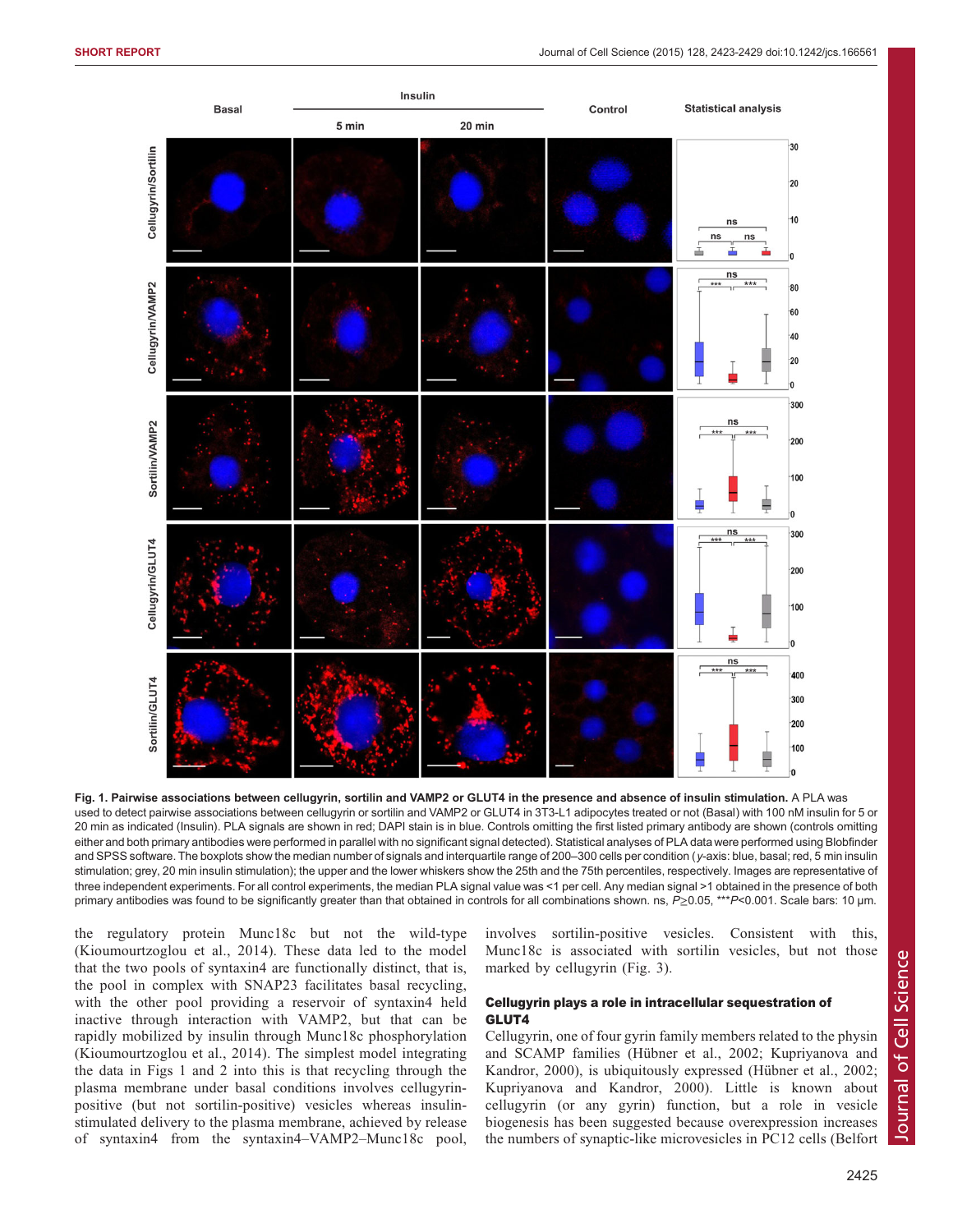**Fig. 1. Pairwise associations between cellugyrin, sortilin and VAMP2 or GLUT4 in the presence and absence of insulin stimulation.** A PLA was used to detect pairwise associations between cellugyrin or sortilin and VAMP2 or GLUT4 in 3T3-L1 adipocytes treated or not (Basal) with 100 nM insulin for 5 or 20 min as indicated (Insulin). PLA signals are shown in red; DAPI stain is in blue. Controls omitting the first listed primary antibody are shown (controls omitting either and both primary antibodies were performed in parallel with no significant signal detected). Statistical analyses of PLA data were performed using Blobfinder and SPSS software. The boxplots show the median number of signals and interquartile range of 200–300 cells per condition (*y*-axis: blue, basal; red, 5 min insulin stimulation; grey, 20 min insulin stimulation); the upper and the lower whiskers show the 25th and the 75th percentiles, respectively. Images are representative of three independent experiments. For all control experiments, the median PLA signal value was <1 per cell. Any median signal >1 obtained in the presence of both primary antibodies was found to be significantly greater than that obtained in controls for all combinations shown. ns, $P \geq 0.05$, ***$P<0.001$. Scale bars: 10 µm.

the regulatory protein Munc18c but not the wild-type (Kioumourtzoglou et al., 2014). These data led to the model that the two pools of syntaxin4 are functionally distinct, that is, the pool in complex with SNAP23 facilitates basal recycling, with the other pool providing a reservoir of syntaxin4 held inactive through interaction with VAMP2, but that can be rapidly mobilized by insulin through Munc18c phosphorylation (Kioumourtzoglou et al., 2014). The simplest model integrating the data in Figs 1 and 2 into this is that recycling through the plasma membrane under basal conditions involves cellugyrin-positive (but not sortilin-positive) vesicles whereas insulin-stimulated delivery to the plasma membrane, achieved by release of syntaxin4 from the syntaxin4–VAMP2–Munc18c pool, involves sortilin-positive vesicles. Consistent with this, Munc18c is associated with sortilin vesicles, but not those marked by cellugyrin (Fig. 3).

## Cellugyrin plays a role in intracellular sequestration of GLUT4

Cellugyrin, one of four gyrin family members related to the physin and SCAMP families (Hübner et al., 2002; Kupriyanova and Kandror, 2000), is ubiquitously expressed (Hübner et al., 2002; Kupriyanova and Kandror, 2000). Little is known about cellugyrin (or any gyrin) function, but a role in vesicle biogenesis has been suggested because overexpression increases the numbers of synaptic-like microvesicles in PC12 cells (Belfort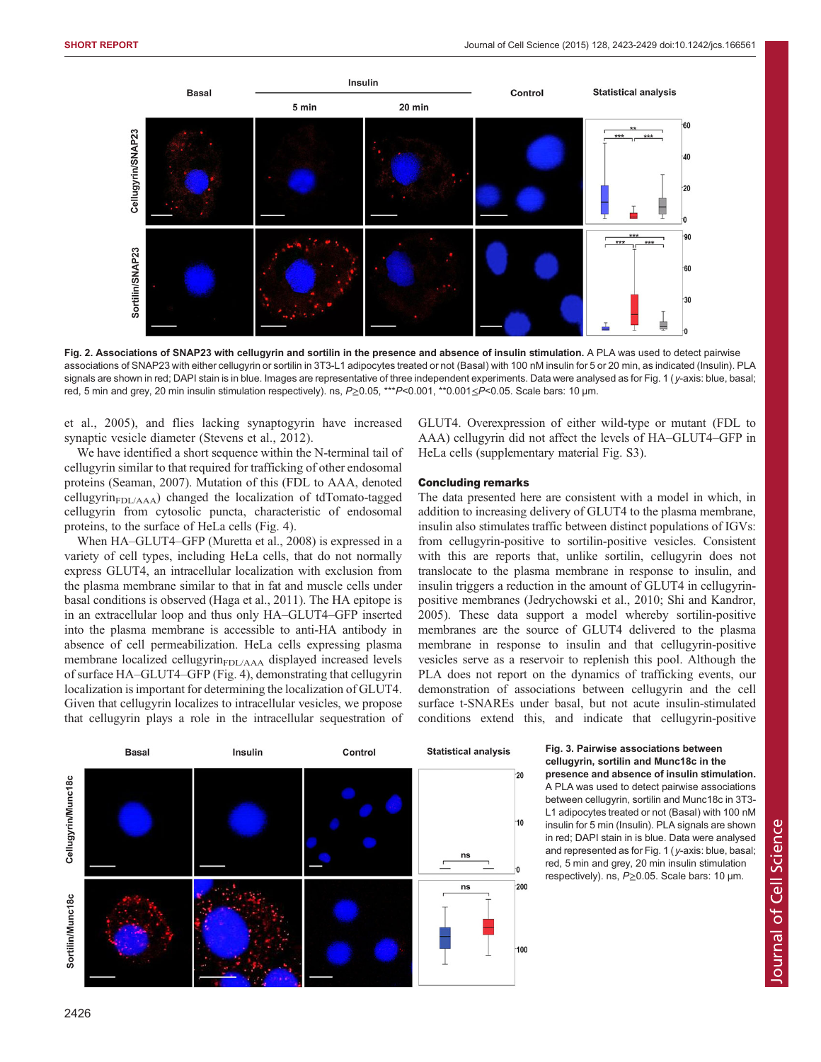**Fig. 2. Associations of SNAP23 with cellugyrin and sortilin in the presence and absence of insulin stimulation.** A PLA was used to detect pairwise associations of SNAP23 with either cellugyrin or sortilin in 3T3-L1 adipocytes treated or not (Basal) with 100 nM insulin for 5 or 20 min, as indicated (Insulin). PLA signals are shown in red; DAPI stain is in blue. Images are representative of three independent experiments. Data were analysed as for Fig. 1 (*y*-axis: blue, basal; red, 5 min and grey, 20 min insulin stimulation respectively). ns, $P \geq 0.05$, \*\*\*$P<0.001$, \*\*$0.001 \leq P<0.05$. Scale bars: 10 µm.

et al., 2005), and flies lacking synaptogyrin have increased synaptic vesicle diameter (Stevens et al., 2012).

We have identified a short sequence within the N-terminal tail of cellugyrin similar to that required for trafficking of other endosomal proteins (Seaman, 2007). Mutation of this (FDL to AAA, denoted cellugyrin$_{FDL/AAA}$) changed the localization of tdTomato-tagged cellugyrin from cytosolic puncta, characteristic of endosomal proteins, to the surface of HeLa cells (Fig. 4).

When HA–GLUT4–GFP (Muretta et al., 2008) is expressed in a variety of cell types, including HeLa cells, that do not normally express GLUT4, an intracellular localization with exclusion from the plasma membrane similar to that in fat and muscle cells under basal conditions is observed (Haga et al., 2011). The HA epitope is in an extracellular loop and thus only HA–GLUT4–GFP inserted into the plasma membrane is accessible to anti-HA antibody in absence of cell permeabilization. HeLa cells expressing plasma membrane localized cellugyrin$_{FDL/AAA}$ displayed increased levels of surface HA–GLUT4–GFP (Fig. 4), demonstrating that cellugyrin localization is important for determining the localization of GLUT4. Given that cellugyrin localizes to intracellular vesicles, we propose that cellugyrin plays a role in the intracellular sequestration of GLUT4. Overexpression of either wild-type or mutant (FDL to AAA) cellugyrin did not affect the levels of HA–GLUT4–GFP in HeLa cells (supplementary material Fig. S3).

## Concluding remarks

The data presented here are consistent with a model in which, in addition to increasing delivery of GLUT4 to the plasma membrane, insulin also stimulates traffic between distinct populations of IGVs: from cellugyrin-positive to sortilin-positive vesicles. Consistent with this are reports that, unlike sortilin, cellugyrin does not translocate to the plasma membrane in response to insulin, and insulin triggers a reduction in the amount of GLUT4 in cellugyrin-positive membranes (Jedrychowski et al., 2010; Shi and Kandror, 2005). These data support a model whereby sortilin-positive membranes are the source of GLUT4 delivered to the plasma membrane in response to insulin and that cellugyrin-positive vesicles serve as a reservoir to replenish this pool. Although the PLA does not report on the dynamics of trafficking events, our demonstration of associations between cellugyrin and the cell surface t-SNAREs under basal, but not acute insulin-stimulated conditions extend this, and indicate that cellugyrin-positive

**Fig. 3. Pairwise associations between cellugyrin, sortilin and Munc18c in the presence and absence of insulin stimulation.** A PLA was used to detect pairwise associations between cellugyrin, sortilin and Munc18c in 3T3-L1 adipocytes treated or not (Basal) with 100 nM insulin for 5 min (Insulin). PLA signals are shown in red; DAPI stain in is blue. Data were analysed and represented as for Fig. 1 (*y*-axis: blue, basal; red, 5 min and grey, 20 min insulin stimulation respectively). ns, $P \geq 0.05$. Scale bars: 10 µm.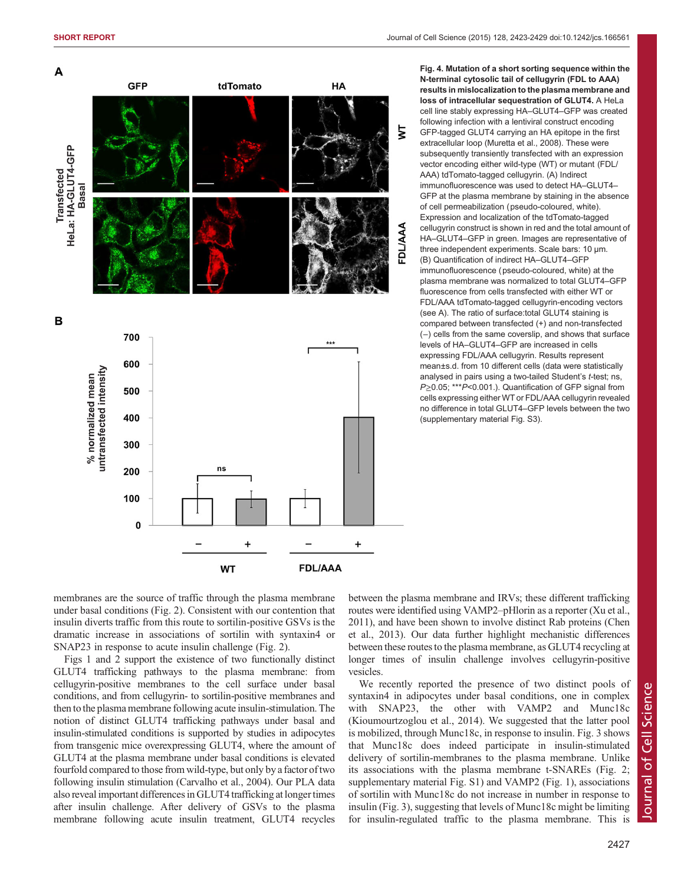**Fig. 4. Mutation of a short sorting sequence within the N-terminal cytosolic tail of cellugyrin (FDL to AAA) results in mislocalization to the plasma membrane and loss of intracellular sequestration of GLUT4.** A HeLa cell line stably expressing HA–GLUT4–GFP was created following infection with a lentiviral construct encoding GFP-tagged GLUT4 carrying an HA epitope in the first extracellular loop (Muretta et al., 2008). These were subsequently transiently transfected with an expression vector encoding either wild-type (WT) or mutant (FDL/AAA) tdTomato-tagged cellugyrin. (A) Indirect immunofluorescence was used to detect HA–GLUT4–GFP at the plasma membrane by staining in the absence of cell permeabilization (pseudo-coloured, white). Expression and localization of the tdTomato-tagged cellugyrin construct is shown in red and the total amount of HA–GLUT4–GFP in green. Images are representative of three independent experiments. Scale bars: 10 µm. (B) Quantification of indirect HA–GLUT4–GFP immunofluorescence (pseudo-coloured, white) at the plasma membrane was normalized to total GLUT4–GFP fluorescence from cells transfected with either WT or FDL/AAA tdTomato-tagged cellugyrin-encoding vectors (see A). The ratio of surface:total GLUT4 staining is compared between transfected (+) and non-transfected (−) cells from the same coverslip, and shows that surface levels of HA–GLUT4–GFP are increased in cells expressing FDL/AAA cellugyrin. Results represent mean±s.d. from 10 different cells (data were statistically analysed in pairs using a two-tailed Student's *t*-test; ns, $P \geq 0.05$; \*\*\*$P < 0.001$.). Quantification of GFP signal from cells expressing either WT or FDL/AAA cellugyrin revealed no difference in total GLUT4–GFP levels between the two (supplementary material Fig. S3).

membranes are the source of traffic through the plasma membrane under basal conditions (Fig. 2). Consistent with our contention that insulin diverts traffic from this route to sortilin-positive GSVs is the dramatic increase in associations of sortilin with syntaxin4 or SNAP23 in response to acute insulin challenge (Fig. 2).

Figs 1 and 2 support the existence of two functionally distinct GLUT4 trafficking pathways to the plasma membrane: from cellugyrin-positive membranes to the cell surface under basal conditions, and from cellugyrin- to sortilin-positive membranes and then to the plasma membrane following acute insulin-stimulation. The notion of distinct GLUT4 trafficking pathways under basal and insulin-stimulated conditions is supported by studies in adipocytes from transgenic mice overexpressing GLUT4, where the amount of GLUT4 at the plasma membrane under basal conditions is elevated fourfold compared to those from wild-type, but only by a factor of two following insulin stimulation (Carvalho et al., 2004). Our PLA data also reveal important differences in GLUT4 trafficking at longer times after insulin challenge. After delivery of GSVs to the plasma membrane following acute insulin treatment, GLUT4 recycles between the plasma membrane and IRVs; these different trafficking routes were identified using VAMP2–pHlorin as a reporter (Xu et al., 2011), and have been shown to involve distinct Rab proteins (Chen et al., 2013). Our data further highlight mechanistic differences between these routes to the plasma membrane, as GLUT4 recycling at longer times of insulin challenge involves cellugyrin-positive vesicles.

We recently reported the presence of two distinct pools of syntaxin4 in adipocytes under basal conditions, one in complex with SNAP23, the other with VAMP2 and Munc18c (Kioumourtzoglou et al., 2014). We suggested that the latter pool is mobilized, through Munc18c, in response to insulin. Fig. 3 shows that Munc18c does indeed participate in insulin-stimulated delivery of sortilin-membranes to the plasma membrane. Unlike its associations with the plasma membrane t-SNAREs (Fig. 2; supplementary material Fig. S1) and VAMP2 (Fig. 1), associations of sortilin with Munc18c do not increase in number in response to insulin (Fig. 3), suggesting that levels of Munc18c might be limiting for insulin-regulated traffic to the plasma membrane. This is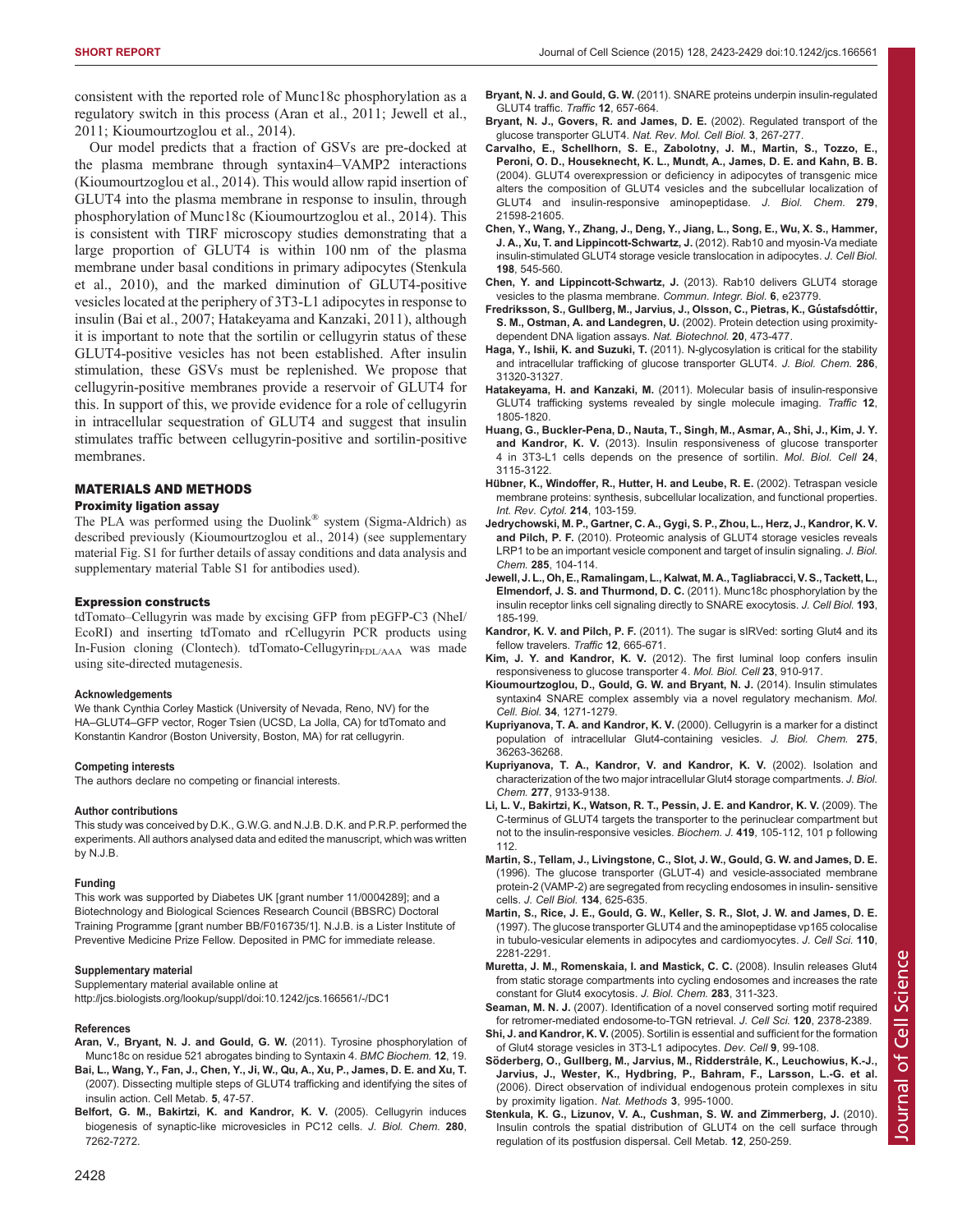consistent with the reported role of Munc18c phosphorylation as a regulatory switch in this process (Aran et al., 2011; Jewell et al., 2011; Kioumourtzoglou et al., 2014).

Our model predicts that a fraction of GSVs are pre-docked at the plasma membrane through syntaxin4–VAMP2 interactions (Kioumourtzoglou et al., 2014). This would allow rapid insertion of GLUT4 into the plasma membrane in response to insulin, through phosphorylation of Munc18c (Kioumourtzoglou et al., 2014). This is consistent with TIRF microscopy studies demonstrating that a large proportion of GLUT4 is within 100 nm of the plasma membrane under basal conditions in primary adipocytes (Stenkula et al., 2010), and the marked diminution of GLUT4-positive vesicles located at the periphery of 3T3-L1 adipocytes in response to insulin (Bai et al., 2007; Hatakeyama and Kanzaki, 2011), although it is important to note that the sortilin or cellugyrin status of these GLUT4-positive vesicles has not been established. After insulin stimulation, these GSVs must be replenished. We propose that cellugyrin-positive membranes provide a reservoir of GLUT4 for this. In support of this, we provide evidence for a role of cellugyrin in intracellular sequestration of GLUT4 and suggest that insulin stimulates traffic between cellugyrin-positive and sortilin-positive membranes.

## MATERIALS AND METHODS

### Proximity ligation assay

The PLA was performed using the Duolink® system (Sigma-Aldrich) as described previously (Kioumourtzoglou et al., 2014) (see supplementary material Fig. S1 for further details of assay conditions and data analysis and supplementary material Table S1 for antibodies used).

### Expression constructs

tdTomato–Cellugyrin was made by excising GFP from pEGFP-C3 (NheI/EcoRI) and inserting tdTomato and rCellugyrin PCR products using In-Fusion cloning (Clontech). tdTomato-Cellugyrin$_{FDL/AAA}$ was made using site-directed mutagenesis.

#### Acknowledgements

We thank Cynthia Corley Mastick (University of Nevada, Reno, NV) for the HA–GLUT4–GFP vector, Roger Tsien (UCSD, La Jolla, CA) for tdTomato and Konstantin Kandror (Boston University, Boston, MA) for rat cellugyrin.

#### Competing interests

The authors declare no competing or financial interests.

#### Author contributions

This study was conceived by D.K., G.W.G. and N.J.B. D.K. and P.R.P. performed the experiments. All authors analysed data and edited the manuscript, which was written by N.J.B.

#### Funding

This work was supported by Diabetes UK [grant number 11/0004289]; and a Biotechnology and Biological Sciences Research Council (BBSRC) Doctoral Training Programme [grant number BB/F016735/1]. N.J.B. is a Lister Institute of Preventive Medicine Prize Fellow. Deposited in PMC for immediate release.

#### Supplementary material

Supplementary material available online at http://jcs.biologists.org/lookup/suppl/doi:10.1242/jcs.166561/-/DC1

#### References

**Aran, V., Bryant, N. J. and Gould, G. W.** (2011). Tyrosine phosphorylation of Munc18c on residue 521 abrogates binding to Syntaxin 4. *BMC Biochem.* **12**, 19.

**Bai, L., Wang, Y., Fan, J., Chen, Y., Ji, W., Qu, A., Xu, P., James, D. E. and Xu, T.** (2007). Dissecting multiple steps of GLUT4 trafficking and identifying the sites of insulin action. Cell Metab. **5**, 47-57.

**Belfort, G. M., Bakirtzi, K. and Kandror, K. V.** (2005). Cellugyrin induces biogenesis of synaptic-like microvesicles in PC12 cells. *J. Biol. Chem.* **280**, 7262-7272.

**Bryant, N. J. and Gould, G. W.** (2011). SNARE proteins underpin insulin-regulated GLUT4 traffic. *Traffic* **12**, 657-664.

**Bryant, N. J., Govers, R. and James, D. E.** (2002). Regulated transport of the glucose transporter GLUT4. *Nat. Rev. Mol. Cell Biol.* **3**, 267-277.

**Carvalho, E., Schellhorn, S. E., Zabolotny, J. M., Martin, S., Tozzo, E., Peroni, O. D., Houseknecht, K. L., Mundt, A., James, D. E. and Kahn, B. B.** (2004). GLUT4 overexpression or deficiency in adipocytes of transgenic mice alters the composition of GLUT4 vesicles and the subcellular localization of GLUT4 and insulin-responsive aminopeptidase. *J. Biol. Chem.* **279**, 21598-21605.

**Chen, Y., Wang, Y., Zhang, J., Deng, Y., Jiang, L., Song, E., Wu, X. S., Hammer, J. A., Xu, T. and Lippincott-Schwartz, J.** (2012). Rab10 and myosin-Va mediate insulin-stimulated GLUT4 storage vesicle translocation in adipocytes. *J. Cell Biol.* **198**, 545-560.

**Chen, Y. and Lippincott-Schwartz, J.** (2013). Rab10 delivers GLUT4 storage vesicles to the plasma membrane. *Commun. Integr. Biol.* **6**, e23779.

**Fredriksson, S., Gullberg, M., Jarvius, J., Olsson, C., Pietras, K., Gústafsdóttir, S. M., Ostman, A. and Landegren, U.** (2002). Protein detection using proximity-dependent DNA ligation assays. *Nat. Biotechnol.* **20**, 473-477.

**Haga, Y., Ishii, K. and Suzuki, T.** (2011). N-glycosylation is critical for the stability and intracellular trafficking of glucose transporter GLUT4. *J. Biol. Chem.* **286**, 31320-31327.

**Hatakeyama, H. and Kanzaki, M.** (2011). Molecular basis of insulin-responsive GLUT4 trafficking systems revealed by single molecule imaging. *Traffic* **12**, 1805-1820.

**Huang, G., Buckler-Pena, D., Nauta, T., Singh, M., Asmar, A., Shi, J., Kim, J. Y. and Kandror, K. V.** (2013). Insulin responsiveness of glucose transporter 4 in 3T3-L1 cells depends on the presence of sortilin. *Mol. Biol. Cell* **24**, 3115-3122.

**Hübner, K., Windoffer, R., Hutter, H. and Leube, R. E.** (2002). Tetraspan vesicle membrane proteins: synthesis, subcellular localization, and functional properties. *Int. Rev. Cytol.* **214**, 103-159.

**Jedrychowski, M. P., Gartner, C. A., Gygi, S. P., Zhou, L., Herz, J., Kandror, K. V. and Pilch, P. F.** (2010). Proteomic analysis of GLUT4 storage vesicles reveals LRP1 to be an important vesicle component and target of insulin signaling. *J. Biol. Chem.* **285**, 104-114.

**Jewell, J. L., Oh, E., Ramalingam, L., Kalwat, M. A., Tagliabracci, V. S., Tackett, L., Elmendorf, J. S. and Thurmond, D. C.** (2011). Munc18c phosphorylation by the insulin receptor links cell signaling directly to SNARE exocytosis. *J. Cell Biol.* **193**, 185-199.

**Kandror, K. V. and Pilch, P. F.** (2011). The sugar is sIRVed: sorting Glut4 and its fellow travelers. *Traffic* **12**, 665-671.

**Kim, J. Y. and Kandror, K. V.** (2012). The first luminal loop confers insulin responsiveness to glucose transporter 4. *Mol. Biol. Cell* **23**, 910-917.

**Kioumourtzoglou, D., Gould, G. W. and Bryant, N. J.** (2014). Insulin stimulates syntaxin4 SNARE complex assembly via a novel regulatory mechanism. *Mol. Cell. Biol.* **34**, 1271-1279.

**Kupriyanova, T. A. and Kandror, K. V.** (2000). Cellugyrin is a marker for a distinct population of intracellular Glut4-containing vesicles. *J. Biol. Chem.* **275**, 36263-36268.

**Kupriyanova, T. A., Kandror, V. and Kandror, K. V.** (2002). Isolation and characterization of the two major intracellular Glut4 storage compartments. *J. Biol. Chem.* **277**, 9133-9138.

**Li, L. V., Bakirtzi, K., Watson, R. T., Pessin, J. E. and Kandror, K. V.** (2009). The C-terminus of GLUT4 targets the transporter to the perinuclear compartment but not to the insulin-responsive vesicles. *Biochem. J.* **419**, 105-112, 101 p following 112.

**Martin, S., Tellam, J., Livingstone, C., Slot, J. W., Gould, G. W. and James, D. E.** (1996). The glucose transporter (GLUT-4) and vesicle-associated membrane protein-2 (VAMP-2) are segregated from recycling endosomes in insulin- sensitive cells. *J. Cell Biol.* **134**, 625-635.

**Martin, S., Rice, J. E., Gould, G. W., Keller, S. R., Slot, J. W. and James, D. E.** (1997). The glucose transporter GLUT4 and the aminopeptidase vp165 colocalise in tubulo-vesicular elements in adipocytes and cardiomyocytes. *J. Cell Sci.* **110**, 2281-2291.

**Muretta, J. M., Romenskaia, I. and Mastick, C. C.** (2008). Insulin releases Glut4 from static storage compartments into cycling endosomes and increases the rate constant for Glut4 exocytosis. *J. Biol. Chem.* **283**, 311-323.

**Seaman, M. N. J.** (2007). Identification of a novel conserved sorting motif required for retromer-mediated endosome-to-TGN retrieval. *J. Cell Sci.* **120**, 2378-2389.

**Shi, J. and Kandror, K. V.** (2005). Sortilin is essential and sufficient for the formation of Glut4 storage vesicles in 3T3-L1 adipocytes. *Dev. Cell* **9**, 99-108.

**Söderberg, O., Gullberg, M., Jarvius, M., Ridderstråle, K., Leuchowius, K.-J., Jarvius, J., Wester, K., Hydbring, P., Bahram, F., Larsson, L.-G. et al.** (2006). Direct observation of individual endogenous protein complexes in situ by proximity ligation. *Nat. Methods* **3**, 995-1000.

**Stenkula, K. G., Lizunov, V. A., Cushman, S. W. and Zimmerberg, J.** (2010). Insulin controls the spatial distribution of GLUT4 on the cell surface through regulation of its postfusion dispersal. Cell Metab. **12**, 250-259.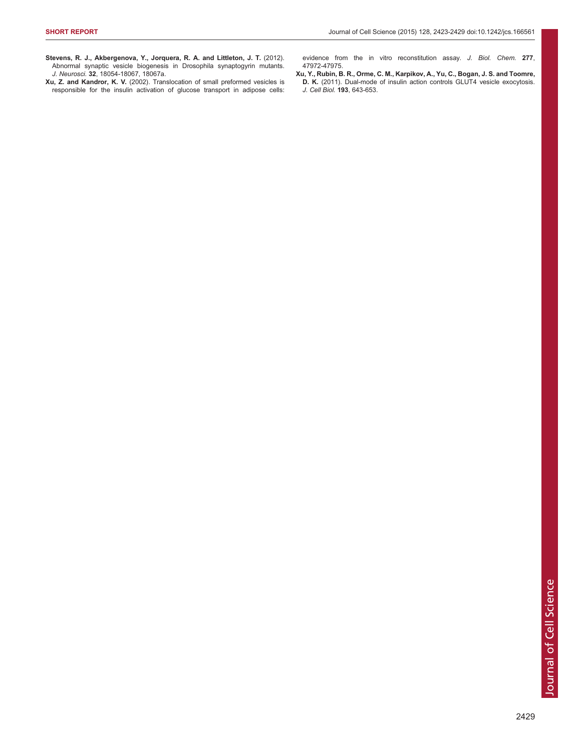**Stevens, R. J., Akbergenova, Y., Jorquera, R. A. and Littleton, J. T.** (2012). Abnormal synaptic vesicle biogenesis in Drosophila synaptogyrin mutants. *J. Neurosci.* **32**, 18054-18067, 18067a.

**Xu, Z. and Kandror, K. V.** (2002). Translocation of small preformed vesicles is responsible for the insulin activation of glucose transport in adipose cells: evidence from the in vitro reconstitution assay. *J. Biol. Chem.* **277**, 47972-47975.

**Xu, Y., Rubin, B. R., Orme, C. M., Karpikov, A., Yu, C., Bogan, J. S. and Toomre, D. K.** (2011). Dual-mode of insulin action controls GLUT4 vesicle exocytosis. *J. Cell Biol.* **193**, 643-653.